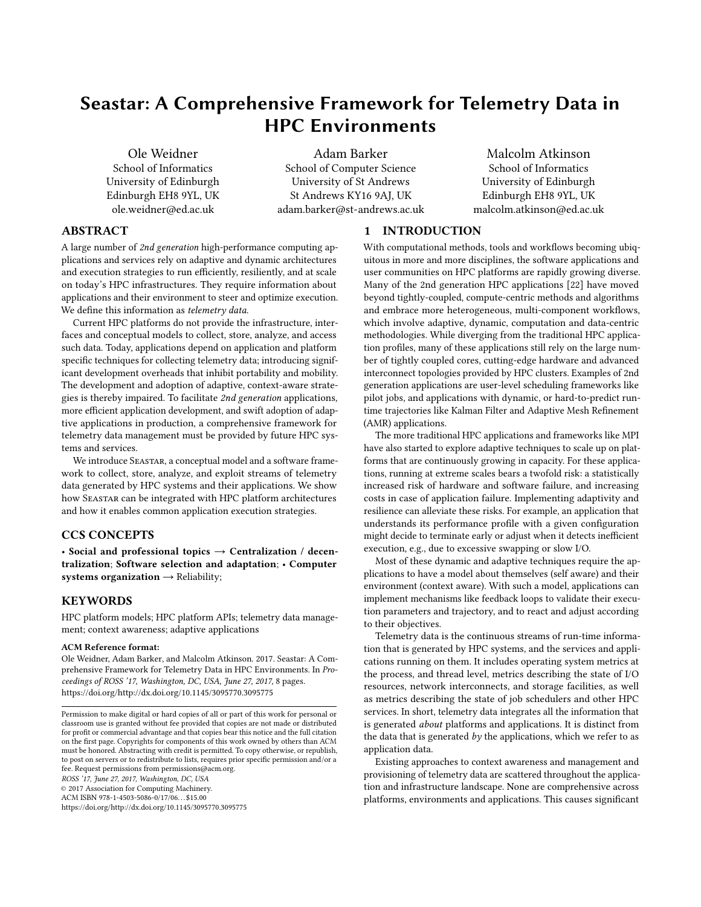# Seastar: A Comprehensive Framework for Telemetry Data in HPC Environments

Ole Weidner
School of Informatics
University of Edinburgh
Edinburgh EH8 9YL, UK
ole.weidner@ed.ac.uk

Adam Barker
School of Computer Science
University of St Andrews
St Andrews KY16 9AJ, UK
adam.barker@st-andrews.ac.uk

Malcolm Atkinson
School of Informatics
University of Edinburgh
Edinburgh EH8 9YL, UK
malcolm.atkinson@ed.ac.uk

## ABSTRACT

A large number of *2nd generation* high-performance computing applications and services rely on adaptive and dynamic architectures and execution strategies to run efficiently, resiliently, and at scale on today's HPC infrastructures. They require information about applications and their environment to steer and optimize execution. We define this information as *telemetry data*.

Current HPC platforms do not provide the infrastructure, interfaces and conceptual models to collect, store, analyze, and access such data. Today, applications depend on application and platform specific techniques for collecting telemetry data; introducing significant development overheads that inhibit portability and mobility. The development and adoption of adaptive, context-aware strategies is thereby impaired. To facilitate *2nd generation* applications, more efficient application development, and swift adoption of adaptive applications in production, a comprehensive framework for telemetry data management must be provided by future HPC systems and services.

We introduce Seastar, a conceptual model and a software framework to collect, store, analyze, and exploit streams of telemetry data generated by HPC systems and their applications. We show how Seastar can be integrated with HPC platform architectures and how it enables common application execution strategies.

## CCS CONCEPTS

• **Social and professional topics** → **Centralization / decentralization**; **Software selection and adaptation**; • **Computer systems organization** → Reliability;

## KEYWORDS

HPC platform models; HPC platform APIs; telemetry data management; context awareness; adaptive applications

**ACM Reference format:**
Ole Weidner, Adam Barker, and Malcolm Atkinson. 2017. Seastar: A Comprehensive Framework for Telemetry Data in HPC Environments. In *Proceedings of ROSS '17, Washington, DC, USA, June 27, 2017,* 8 pages.
https://doi.org/http://dx.doi.org/10.1145/3095770.3095775

Permission to make digital or hard copies of all or part of this work for personal or classroom use is granted without fee provided that copies are not made or distributed for profit or commercial advantage and that copies bear this notice and the full citation on the first page. Copyrights for components of this work owned by others than ACM must be honored. Abstracting with credit is permitted. To copy otherwise, or republish, to post on servers or to redistribute to lists, requires prior specific permission and/or a fee. Request permissions from permissions@acm.org.
*ROSS '17, June 27, 2017, Washington, DC, USA*
© 2017 Association for Computing Machinery.
ACM ISBN 978-1-4503-5086-0/17/06…$15.00
https://doi.org/http://dx.doi.org/10.1145/3095770.3095775

## 1 INTRODUCTION

With computational methods, tools and workflows becoming ubiquitous in more and more disciplines, the software applications and user communities on HPC platforms are rapidly growing diverse. Many of the 2nd generation HPC applications [22] have moved beyond tightly-coupled, compute-centric methods and algorithms and embrace more heterogeneous, multi-component workflows, which involve adaptive, dynamic, computation and data-centric methodologies. While diverging from the traditional HPC application profiles, many of these applications still rely on the large number of tightly coupled cores, cutting-edge hardware and advanced interconnect topologies provided by HPC clusters. Examples of 2nd generation applications are user-level scheduling frameworks like pilot jobs, and applications with dynamic, or hard-to-predict runtime trajectories like Kalman Filter and Adaptive Mesh Refinement (AMR) applications.

The more traditional HPC applications and frameworks like MPI have also started to explore adaptive techniques to scale up on platforms that are continuously growing in capacity. For these applications, running at extreme scales bears a twofold risk: a statistically increased risk of hardware and software failure, and increasing costs in case of application failure. Implementing adaptivity and resilience can alleviate these risks. For example, an application that understands its performance profile with a given configuration might decide to terminate early or adjust when it detects inefficient execution, e.g., due to excessive swapping or slow I/O.

Most of these dynamic and adaptive techniques require the applications to have a model about themselves (self aware) and their environment (context aware). With such a model, applications can implement mechanisms like feedback loops to validate their execution parameters and trajectory, and to react and adjust according to their objectives.

Telemetry data is the continuous streams of run-time information that is generated by HPC systems, and the services and applications running on them. It includes operating system metrics at the process, and thread level, metrics describing the state of I/O resources, network interconnects, and storage facilities, as well as metrics describing the state of job schedulers and other HPC services. In short, telemetry data integrates all the information that is generated *about* platforms and applications. It is distinct from the data that is generated *by* the applications, which we refer to as application data.

Existing approaches to context awareness and management and provisioning of telemetry data are scattered throughout the application and infrastructure landscape. None are comprehensive across platforms, environments and applications. This causes significant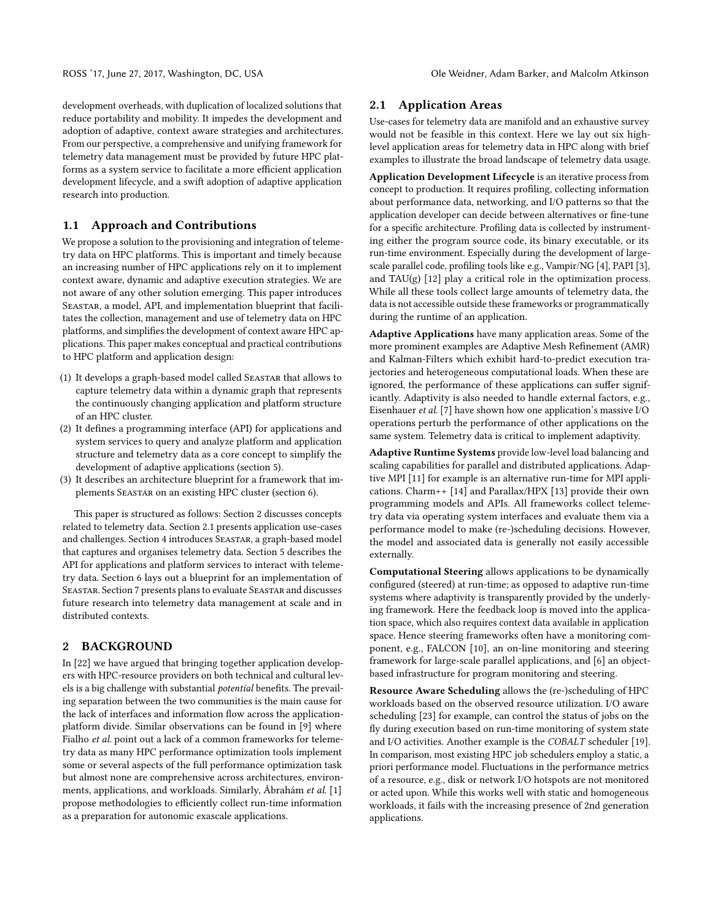development overheads, with duplication of localized solutions that reduce portability and mobility. It impedes the development and adoption of adaptive, context aware strategies and architectures. From our perspective, a comprehensive and unifying framework for telemetry data management must be provided by future HPC platforms as a system service to facilitate a more efficient application development lifecycle, and a swift adoption of adaptive application research into production.

## 1.1 Approach and Contributions

We propose a solution to the provisioning and integration of telemetry data on HPC platforms. This is important and timely because an increasing number of HPC applications rely on it to implement context aware, dynamic and adaptive execution strategies. We are not aware of any other solution emerging. This paper introduces Seastar, a model, API, and implementation blueprint that facilitates the collection, management and use of telemetry data on HPC platforms, and simplifies the development of context aware HPC applications. This paper makes conceptual and practical contributions to HPC platform and application design:

(1) It develops a graph-based model called Seastar that allows to capture telemetry data within a dynamic graph that represents the continuously changing application and platform structure of an HPC cluster.
(2) It defines a programming interface (API) for applications and system services to query and analyze platform and application structure and telemetry data as a core concept to simplify the development of adaptive applications (section 5).
(3) It describes an architecture blueprint for a framework that implements Seastar on an existing HPC cluster (section 6).

This paper is structured as follows: Section 2 discusses concepts related to telemetry data. Section 2.1 presents application use-cases and challenges. Section 4 introduces Seastar, a graph-based model that captures and organises telemetry data. Section 5 describes the API for applications and platform services to interact with telemetry data. Section 6 lays out a blueprint for an implementation of Seastar. Section 7 presents plans to evaluate Seastar and discusses future research into telemetry data management at scale and in distributed contexts.

# 2 BACKGROUND

In [22] we have argued that bringing together application developers with HPC-resource providers on both technical and cultural levels is a big challenge with substantial *potential* benefits. The prevailing separation between the two communities is the main cause for the lack of interfaces and information flow across the application-platform divide. Similar observations can be found in [9] where Fialho *et al.* point out a lack of a common frameworks for telemetry data as many HPC performance optimization tools implement some or several aspects of the full performance optimization task but almost none are comprehensive across architectures, environments, applications, and workloads. Similarly, Ábrahám *et al.* [1] propose methodologies to efficiently collect run-time information as a preparation for autonomic exascale applications.

## 2.1 Application Areas

Use-cases for telemetry data are manifold and an exhaustive survey would not be feasible in this context. Here we lay out six high-level application areas for telemetry data in HPC along with brief examples to illustrate the broad landscape of telemetry data usage.

**Application Development Lifecycle** is an iterative process from concept to production. It requires profiling, collecting information about performance data, networking, and I/O patterns so that the application developer can decide between alternatives or fine-tune for a specific architecture. Profiling data is collected by instrumenting either the program source code, its binary executable, or its run-time environment. Especially during the development of large-scale parallel code, profiling tools like e.g., Vampir/NG [4], PAPI [3], and TAU(g) [12] play a critical role in the optimization process. While all these tools collect large amounts of telemetry data, the data is not accessible outside these frameworks or programmatically during the runtime of an application.

**Adaptive Applications** have many application areas. Some of the more prominent examples are Adaptive Mesh Refinement (AMR) and Kalman-Filters which exhibit hard-to-predict execution trajectories and heterogeneous computational loads. When these are ignored, the performance of these applications can suffer significantly. Adaptivity is also needed to handle external factors, e.g., Eisenhauer *et al.* [7] have shown how one application's massive I/O operations perturb the performance of other applications on the same system. Telemetry data is critical to implement adaptivity.

**Adaptive Runtime Systems** provide low-level load balancing and scaling capabilities for parallel and distributed applications. Adaptive MPI [11] for example is an alternative run-time for MPI applications. Charm++ [14] and Parallax/HPX [13] provide their own programming models and APIs. All frameworks collect telemetry data via operating system interfaces and evaluate them via a performance model to make (re-)scheduling decisions. However, the model and associated data is generally not easily accessible externally.

**Computational Steering** allows applications to be dynamically configured (steered) at run-time; as opposed to adaptive run-time systems where adaptivity is transparently provided by the underlying framework. Here the feedback loop is moved into the application space, which also requires context data available in application space. Hence steering frameworks often have a monitoring component, e.g., FALCON [10], an on-line monitoring and steering framework for large-scale parallel applications, and [6] an object-based infrastructure for program monitoring and steering.

**Resource Aware Scheduling** allows the (re-)scheduling of HPC workloads based on the observed resource utilization. I/O aware scheduling [23] for example, can control the status of jobs on the fly during execution based on run-time monitoring of system state and I/O activities. Another example is the *COBALT* scheduler [19]. In comparison, most existing HPC job schedulers employ a static, a priori performance model. Fluctuations in the performance metrics of a resource, e.g., disk or network I/O hotspots are not monitored or acted upon. While this works well with static and homogeneous workloads, it fails with the increasing presence of 2nd generation applications.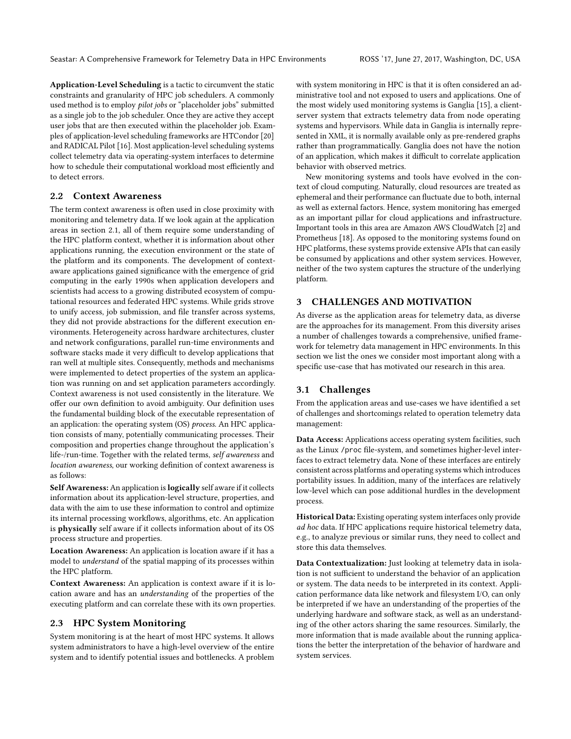**Application-Level Scheduling** is a tactic to circumvent the static constraints and granularity of HPC job schedulers. A commonly used method is to employ *pilot jobs* or "placeholder jobs" submitted as a single job to the job scheduler. Once they are active they accept user jobs that are then executed within the placeholder job. Examples of application-level scheduling frameworks are HTCondor [20] and RADICAL Pilot [16]. Most application-level scheduling systems collect telemetry data via operating-system interfaces to determine how to schedule their computational workload most efficiently and to detect errors.

## 2.2 Context Awareness

The term context awareness is often used in close proximity with monitoring and telemetry data. If we look again at the application areas in section 2.1, all of them require some understanding of the HPC platform context, whether it is information about other applications running, the execution environment or the state of the platform and its components. The development of context-aware applications gained significance with the emergence of grid computing in the early 1990s when application developers and scientists had access to a growing distributed ecosystem of computational resources and federated HPC systems. While grids strove to unify access, job submission, and file transfer across systems, they did not provide abstractions for the different execution environments. Heterogeneity across hardware architectures, cluster and network configurations, parallel run-time environments and software stacks made it very difficult to develop applications that ran well at multiple sites. Consequently, methods and mechanisms were implemented to detect properties of the system an application was running on and set application parameters accordingly. Context awareness is not used consistently in the literature. We offer our own definition to avoid ambiguity. Our definition uses the fundamental building block of the executable representation of an application: the operating system (OS) *process*. An HPC application consists of many, potentially communicating processes. Their composition and properties change throughout the application's life-/run-time. Together with the related terms, *self awareness* and *location awareness*, our working definition of context awareness is as follows:

**Self Awareness:** An application is **logically** self aware if it collects information about its application-level structure, properties, and data with the aim to use these information to control and optimize its internal processing workflows, algorithms, etc. An application is **physically** self aware if it collects information about of its OS process structure and properties.

**Location Awareness:** An application is location aware if it has a model to *understand* of the spatial mapping of its processes within the HPC platform.

**Context Awareness:** An application is context aware if it is location aware and has an *understanding* of the properties of the executing platform and can correlate these with its own properties.

## 2.3 HPC System Monitoring

System monitoring is at the heart of most HPC systems. It allows system administrators to have a high-level overview of the entire system and to identify potential issues and bottlenecks. A problem with system monitoring in HPC is that it is often considered an administrative tool and not exposed to users and applications. One of the most widely used monitoring systems is Ganglia [15], a client-server system that extracts telemetry data from node operating systems and hypervisors. While data in Ganglia is internally represented in XML, it is normally available only as pre-rendered graphs rather than programmatically. Ganglia does not have the notion of an application, which makes it difficult to correlate application behavior with observed metrics.

New monitoring systems and tools have evolved in the context of cloud computing. Naturally, cloud resources are treated as ephemeral and their performance can fluctuate due to both, internal as well as external factors. Hence, system monitoring has emerged as an important pillar for cloud applications and infrastructure. Important tools in this area are Amazon AWS CloudWatch [2] and Prometheus [18]. As opposed to the monitoring systems found on HPC platforms, these systems provide extensive APIs that can easily be consumed by applications and other system services. However, neither of the two system captures the structure of the underlying platform.

# 3 CHALLENGES AND MOTIVATION

As diverse as the application areas for telemetry data, as diverse are the approaches for its management. From this diversity arises a number of challenges towards a comprehensive, unified framework for telemetry data management in HPC environments. In this section we list the ones we consider most important along with a specific use-case that has motivated our research in this area.

## 3.1 Challenges

From the application areas and use-cases we have identified a set of challenges and shortcomings related to operation telemetry data management:

**Data Access:** Applications access operating system facilities, such as the Linux /proc file-system, and sometimes higher-level interfaces to extract telemetry data. None of these interfaces are entirely consistent across platforms and operating systems which introduces portability issues. In addition, many of the interfaces are relatively low-level which can pose additional hurdles in the development process.

**Historical Data:** Existing operating system interfaces only provide *ad hoc* data. If HPC applications require historical telemetry data, e.g., to analyze previous or similar runs, they need to collect and store this data themselves.

**Data Contextualization:** Just looking at telemetry data in isolation is not sufficient to understand the behavior of an application or system. The data needs to be interpreted in its context. Application performance data like network and filesystem I/O, can only be interpreted if we have an understanding of the properties of the underlying hardware and software stack, as well as an understanding of the other actors sharing the same resources. Similarly, the more information that is made available about the running applications the better the interpretation of the behavior of hardware and system services.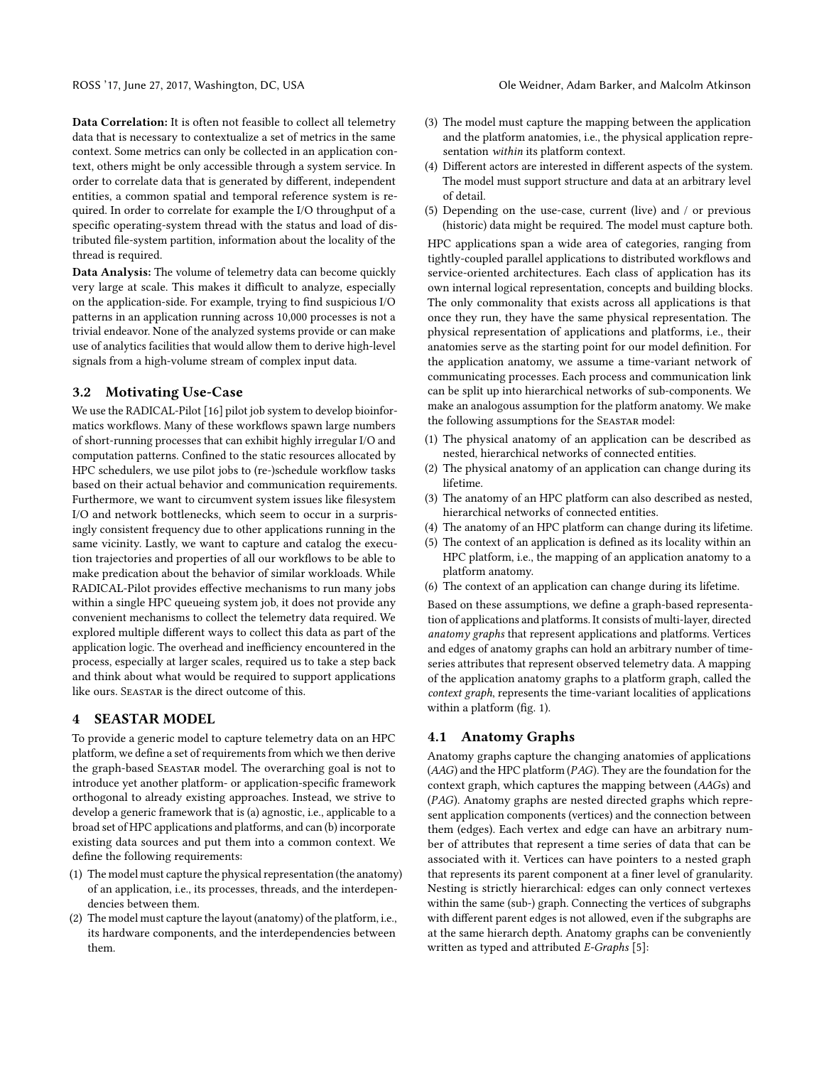**Data Correlation:** It is often not feasible to collect all telemetry data that is necessary to contextualize a set of metrics in the same context. Some metrics can only be collected in an application context, others might be only accessible through a system service. In order to correlate data that is generated by different, independent entities, a common spatial and temporal reference system is required. In order to correlate for example the I/O throughput of a specific operating-system thread with the status and load of distributed file-system partition, information about the locality of the thread is required.

**Data Analysis:** The volume of telemetry data can become quickly very large at scale. This makes it difficult to analyze, especially on the application-side. For example, trying to find suspicious I/O patterns in an application running across 10,000 processes is not a trivial endeavor. None of the analyzed systems provide or can make use of analytics facilities that would allow them to derive high-level signals from a high-volume stream of complex input data.

### 3.2 Motivating Use-Case

We use the RADICAL-Pilot [16] pilot job system to develop bioinformatics workflows. Many of these workflows spawn large numbers of short-running processes that can exhibit highly irregular I/O and computation patterns. Confined to the static resources allocated by HPC schedulers, we use pilot jobs to (re-)schedule workflow tasks based on their actual behavior and communication requirements. Furthermore, we want to circumvent system issues like filesystem I/O and network bottlenecks, which seem to occur in a surprisingly consistent frequency due to other applications running in the same vicinity. Lastly, we want to capture and catalog the execution trajectories and properties of all our workflows to be able to make predication about the behavior of similar workloads. While RADICAL-Pilot provides effective mechanisms to run many jobs within a single HPC queueing system job, it does not provide any convenient mechanisms to collect the telemetry data required. We explored multiple different ways to collect this data as part of the application logic. The overhead and inefficiency encountered in the process, especially at larger scales, required us to take a step back and think about what would be required to support applications like ours. Seastar is the direct outcome of this.

## 4 SEASTAR MODEL

To provide a generic model to capture telemetry data on an HPC platform, we define a set of requirements from which we then derive the graph-based Seastar model. The overarching goal is not to introduce yet another platform- or application-specific framework orthogonal to already existing approaches. Instead, we strive to develop a generic framework that is (a) agnostic, i.e., applicable to a broad set of HPC applications and platforms, and can (b) incorporate existing data sources and put them into a common context. We define the following requirements:

(1) The model must capture the physical representation (the anatomy) of an application, i.e., its processes, threads, and the interdependencies between them.
(2) The model must capture the layout (anatomy) of the platform, i.e., its hardware components, and the interdependencies between them.
(3) The model must capture the mapping between the application and the platform anatomies, i.e., the physical application representation *within* its platform context.
(4) Different actors are interested in different aspects of the system. The model must support structure and data at an arbitrary level of detail.
(5) Depending on the use-case, current (live) and / or previous (historic) data might be required. The model must capture both.

HPC applications span a wide area of categories, ranging from tightly-coupled parallel applications to distributed workflows and service-oriented architectures. Each class of application has its own internal logical representation, concepts and building blocks. The only commonality that exists across all applications is that once they run, they have the same physical representation. The physical representation of applications and platforms, i.e., their anatomies serve as the starting point for our model definition. For the application anatomy, we assume a time-variant network of communicating processes. Each process and communication link can be split up into hierarchical networks of sub-components. We make an analogous assumption for the platform anatomy. We make the following assumptions for the Seastar model:

(1) The physical anatomy of an application can be described as nested, hierarchical networks of connected entities.
(2) The physical anatomy of an application can change during its lifetime.
(3) The anatomy of an HPC platform can also described as nested, hierarchical networks of connected entities.
(4) The anatomy of an HPC platform can change during its lifetime.
(5) The context of an application is defined as its locality within an HPC platform, i.e., the mapping of an application anatomy to a platform anatomy.
(6) The context of an application can change during its lifetime.

Based on these assumptions, we define a graph-based representation of applications and platforms. It consists of multi-layer, directed *anatomy graphs* that represent applications and platforms. Vertices and edges of anatomy graphs can hold an arbitrary number of time-series attributes that represent observed telemetry data. A mapping of the application anatomy graphs to a platform graph, called the *context graph*, represents the time-variant localities of applications within a platform (fig. 1).

### 4.1 Anatomy Graphs

Anatomy graphs capture the changing anatomies of applications (*AAG*) and the HPC platform (*PAG*). They are the foundation for the context graph, which captures the mapping between (*AAG*s) and (*PAG*). Anatomy graphs are nested directed graphs which represent application components (vertices) and the connection between them (edges). Each vertex and edge can have an arbitrary number of attributes that represent a time series of data that can be associated with it. Vertices can have pointers to a nested graph that represents its parent component at a finer level of granularity. Nesting is strictly hierarchical: edges can only connect vertexes within the same (sub-) graph. Connecting the vertices of subgraphs with different parent edges is not allowed, even if the subgraphs are at the same hierarch depth. Anatomy graphs can be conveniently written as typed and attributed *E-Graphs* [5]: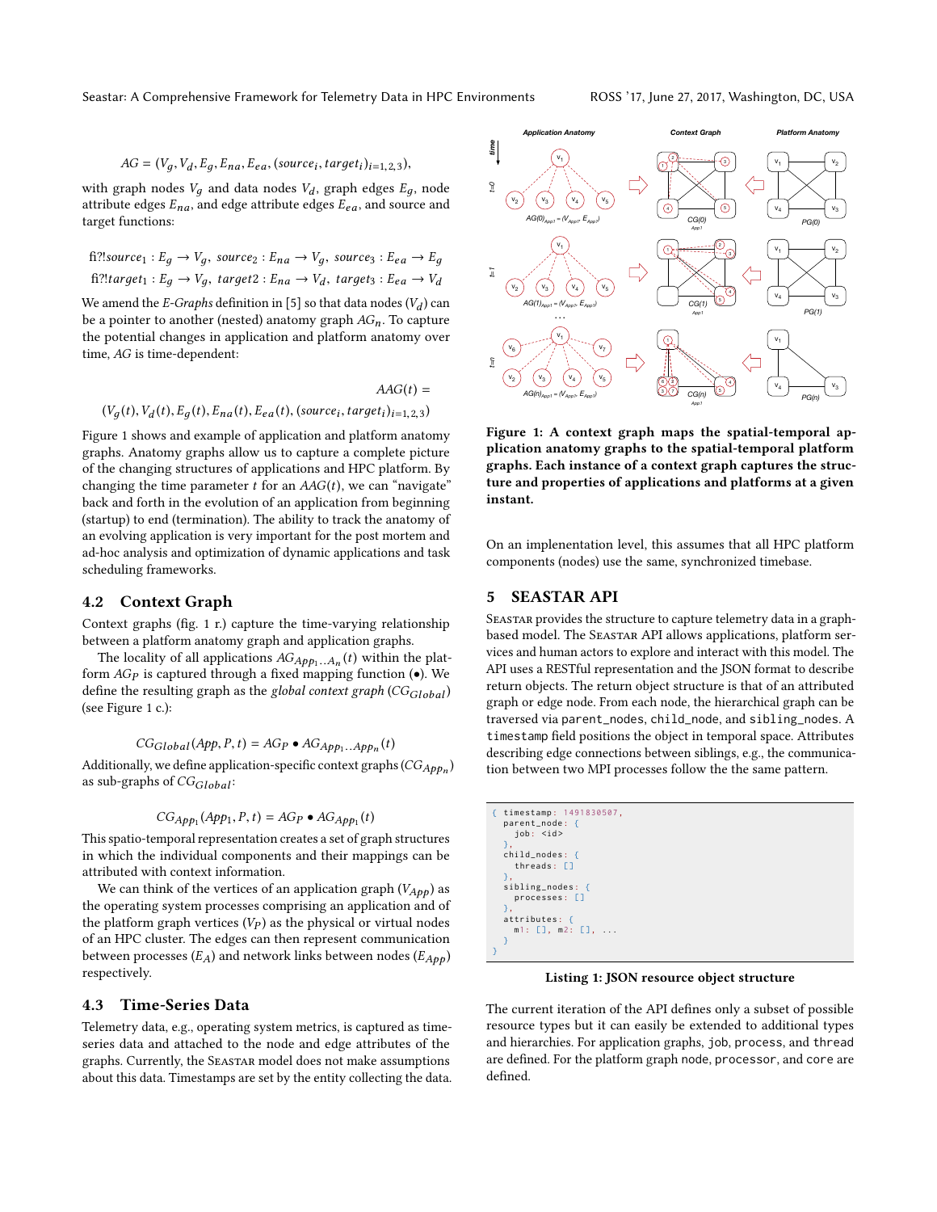$$AG = (V_g, V_d, E_g, E_{na}, E_{ea}, (source_i, target_i)_{i=1,2,3}),$$

with graph nodes $V_g$ and data nodes $V_d$, graph edges $E_g$, node attribute edges $E_{na}$, and edge attribute edges $E_{ea}$, and source and target functions:

$$\text{fi?!}source_1 : E_g \to V_g,\ source_2 : E_{na} \to V_g,\ source_3 : E_{ea} \to E_g$$
$$\text{fi?!}target_1 : E_g \to V_g,\ target2 : E_{na} \to V_d,\ target_3 : E_{ea} \to V_d$$

We amend the *E-Graphs* definition in [5] so that data nodes ($V_d$) can be a pointer to another (nested) anatomy graph $AG_n$. To capture the potential changes in application and platform anatomy over time, $AG$ is time-dependent:

$$AAG(t) = (V_g(t), V_d(t), E_g(t), E_{na}(t), E_{ea}(t), (source_i, target_i)_{i=1,2,3})$$

Figure 1 shows and example of application and platform anatomy graphs. Anatomy graphs allow us to capture a complete picture of the changing structures of applications and HPC platform. By changing the time parameter $t$ for an $AAG(t)$, we can "navigate" back and forth in the evolution of an application from beginning (startup) to end (termination). The ability to track the anatomy of an evolving application is very important for the post mortem and ad-hoc analysis and optimization of dynamic applications and task scheduling frameworks.

## 4.2 Context Graph

Context graphs (fig. 1 r.) capture the time-varying relationship between a platform anatomy graph and application graphs.

The locality of all applications $AG_{App_1..A_n}(t)$ within the platform $AG_P$ is captured through a fixed mapping function (•). We define the resulting graph as the *global context graph* ($CG_{Global}$) (see Figure 1 c.):

$$CG_{Global}(App, P, t) = AG_P \bullet AG_{App_1..App_n}(t)$$

Additionally, we define application-specific context graphs ($CG_{App_n}$) as sub-graphs of $CG_{Global}$:

$$CG_{App_1}(App_1, P, t) = AG_P \bullet AG_{App_1}(t)$$

This spatio-temporal representation creates a set of graph structures in which the individual components and their mappings can be attributed with context information.

We can think of the vertices of an application graph ($V_{App}$) as the operating system processes comprising an application and of the platform graph vertices ($V_P$) as the physical or virtual nodes of an HPC cluster. The edges can then represent communication between processes ($E_A$) and network links between nodes ($E_{App}$) respectively.

## 4.3 Time-Series Data

Telemetry data, e.g., operating system metrics, is captured as time-series data and attached to the node and edge attributes of the graphs. Currently, the SEASTAR model does not make assumptions about this data. Timestamps are set by the entity collecting the data.

**Figure 1: A context graph maps the spatial-temporal application anatomy graphs to the spatial-temporal platform graphs. Each instance of a context graph captures the structure and properties of applications and platforms at a given instant.**

On an implementation level, this assumes that all HPC platform components (nodes) use the same, synchronized timebase.

# 5 SEASTAR API

SEASTAR provides the structure to capture telemetry data in a graph-based model. The SEASTAR API allows applications, platform services and human actors to explore and interact with this model. The API uses a RESTful representation and the JSON format to describe return objects. The return object structure is that of an attributed graph or edge node. From each node, the hierarchical graph can be traversed via `parent_nodes`, `child_node`, and `sibling_nodes`. A `timestamp` field positions the object in temporal space. Attributes describing edge connections between siblings, e.g., the communication between two MPI processes follow the the same pattern.

```
{ timestamp: 1491830507,
  parent_node: {
    job: <id>
  },
  child_nodes: {
    threads: []
  },
  sibling_nodes: {
    processes: []
  },
  attributes: {
    m1: [], m2: [], ...
  }
}
```

**Listing 1: JSON resource object structure**

The current iteration of the API defines only a subset of possible resource types but it can easily be extended to additional types and hierarchies. For application graphs, `job`, `process`, and `thread` are defined. For the platform graph `node`, `processor`, and `core` are defined.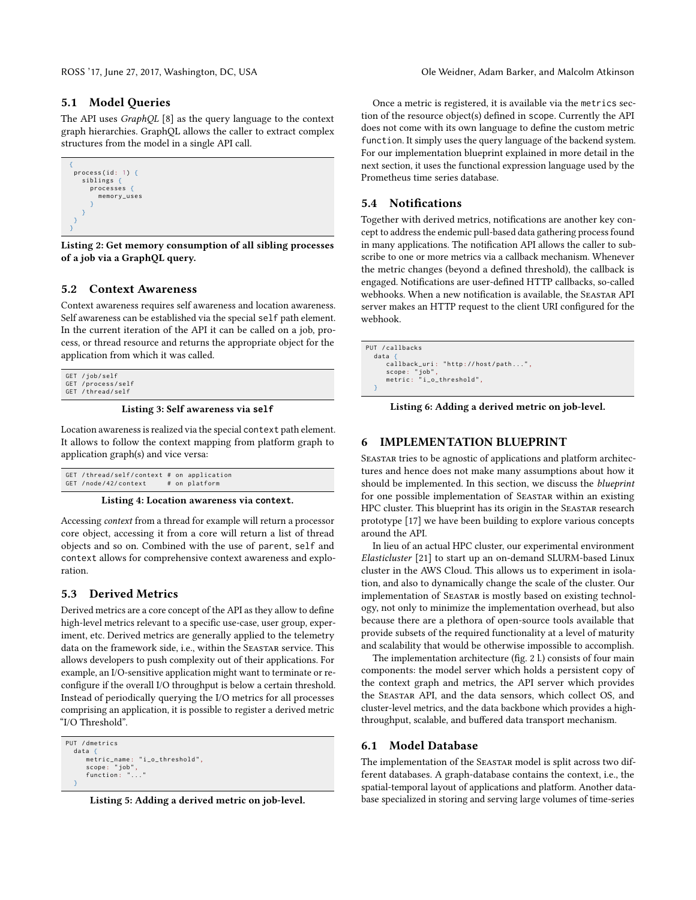## 5.1 Model Queries

The API uses *GraphQL* [8] as the query language to the context graph hierarchies. GraphQL allows the caller to extract complex structures from the model in a single API call.

```
{
 process(id: 1) {
   siblings {
     processes {
       memory_uses
     }
   }
 }
}
```

**Listing 2: Get memory consumption of all sibling processes of a job via a GraphQL query.**

## 5.2 Context Awareness

Context awareness requires self awareness and location awareness. Self awareness can be established via the special `self` path element. In the current iteration of the API it can be called on a job, process, or thread resource and returns the appropriate object for the application from which it was called.

```
GET /job/self
GET /process/self
GET /thread/self
```

**Listing 3: Self awareness via `self`**

Location awareness is realized via the special `context` path element. It allows to follow the context mapping from platform graph to application graph(s) and vice versa:

```
GET /thread/self/context # on application
GET /node/42/context     # on platform
```

**Listing 4: Location awareness via `context`.**

Accessing *context* from a thread for example will return a processor core object, accessing it from a core will return a list of thread objects and so on. Combined with the use of `parent`, `self` and `context` allows for comprehensive context awareness and exploration.

## 5.3 Derived Metrics

Derived metrics are a core concept of the API as they allow to define high-level metrics relevant to a specific use-case, user group, experiment, etc. Derived metrics are generally applied to the telemetry data on the framework side, i.e., within the Seastar service. This allows developers to push complexity out of their applications. For example, an I/O-sensitive application might want to terminate or reconfigure if the overall I/O throughput is below a certain threshold. Instead of periodically querying the I/O metrics for all processes comprising an application, it is possible to register a derived metric "I/O Threshold".

```
PUT /dmetrics
  data {
     metric_name: "i_o_threshold",
     scope: "job",
     function: "..."
  }
```

**Listing 5: Adding a derived metric on job-level.**

Once a metric is registered, it is available via the `metrics` section of the resource object(s) defined in `scope`. Currently the API does not come with its own language to define the custom metric `function`. It simply uses the query language of the backend system. For our implementation blueprint explained in more detail in the next section, it uses the functional expression language used by the Prometheus time series database.

## 5.4 Notifications

Together with derived metrics, notifications are another key concept to address the endemic pull-based data gathering process found in many applications. The notification API allows the caller to subscribe to one or more metrics via a callback mechanism. Whenever the metric changes (beyond a defined threshold), the callback is engaged. Notifications are user-defined HTTP callbacks, so-called webhooks. When a new notification is available, the Seastar API server makes an HTTP request to the client URI configured for the webhook.

```
PUT /callbacks
  data {
     callback_uri: "http://host/path...",
     scope: "job",
     metric: "i_o_threshold",
  }
```

**Listing 6: Adding a derived metric on job-level.**

# 6 IMPLEMENTATION BLUEPRINT

Seastar tries to be agnostic of applications and platform architectures and hence does not make many assumptions about how it should be implemented. In this section, we discuss the *blueprint* for one possible implementation of Seastar within an existing HPC cluster. This blueprint has its origin in the Seastar research prototype [17] we have been building to explore various concepts around the API.

In lieu of an actual HPC cluster, our experimental environment *Elasticluster* [21] to start up an on-demand SLURM-based Linux cluster in the AWS Cloud. This allows us to experiment in isolation, and also to dynamically change the scale of the cluster. Our implementation of Seastar is mostly based on existing technology, not only to minimize the implementation overhead, but also because there are a plethora of open-source tools available that provide subsets of the required functionality at a level of maturity and scalability that would be otherwise impossible to accomplish.

The implementation architecture (fig. 2 l.) consists of four main components: the model server which holds a persistent copy of the context graph and metrics, the API server which provides the Seastar API, and the data sensors, which collect OS, and cluster-level metrics, and the data backbone which provides a high-throughput, scalable, and buffered data transport mechanism.

## 6.1 Model Database

The implementation of the Seastar model is split across two different databases. A graph-database contains the context, i.e., the spatial-temporal layout of applications and platform. Another database specialized in storing and serving large volumes of time-series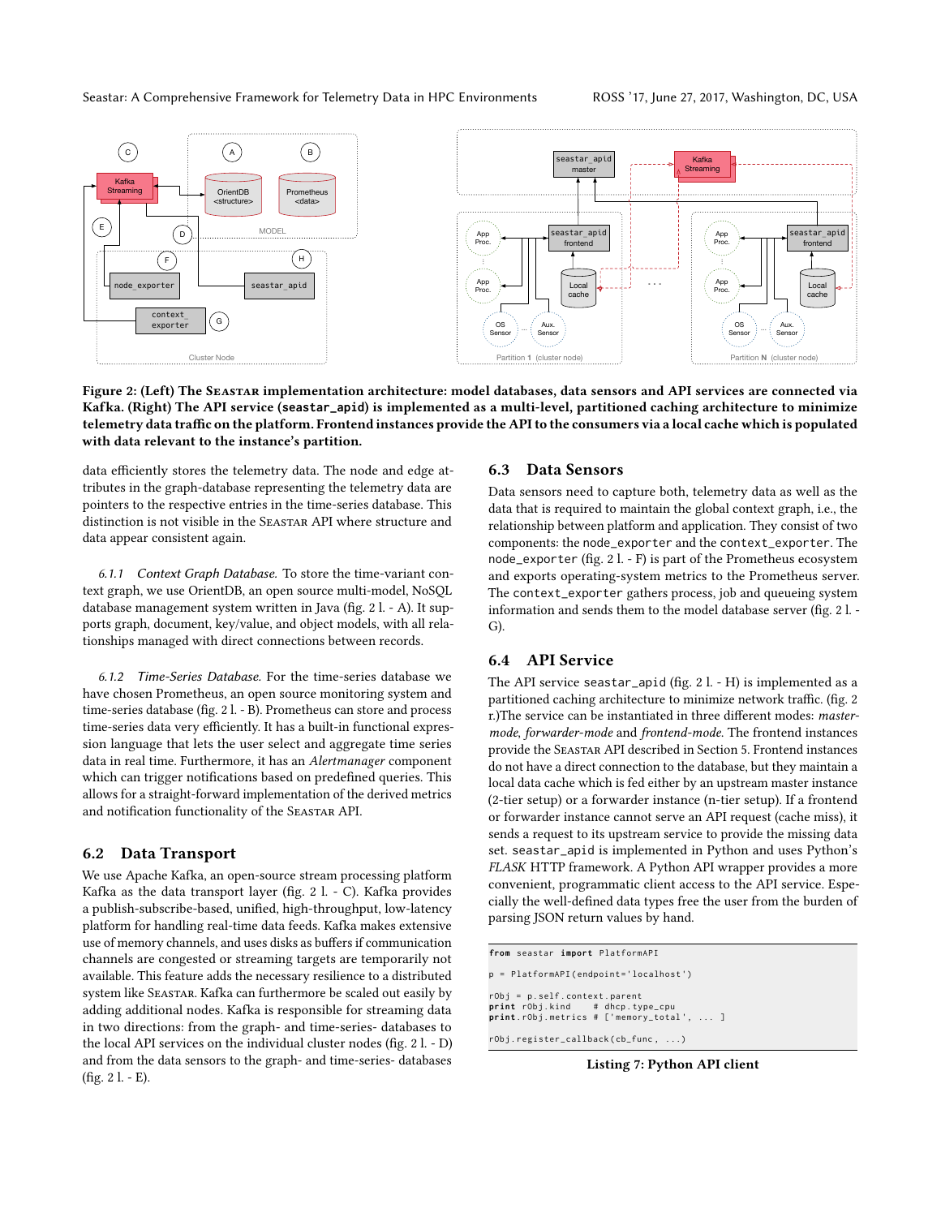**Figure 2: (Left) The SEASTAR implementation architecture: model databases, data sensors and API services are connected via Kafka. (Right) The API service (seastar_apid) is implemented as a multi-level, partitioned caching architecture to minimize telemetry data traffic on the platform. Frontend instances provide the API to the consumers via a local cache which is populated with data relevant to the instance's partition.**

data efficiently stores the telemetry data. The node and edge attributes in the graph-database representing the telemetry data are pointers to the respective entries in the time-series database. This distinction is not visible in the SEASTAR API where structure and data appear consistent again.

*6.1.1 Context Graph Database.* To store the time-variant context graph, we use OrientDB, an open source multi-model, NoSQL database management system written in Java (fig. 2 l. - A). It supports graph, document, key/value, and object models, with all relationships managed with direct connections between records.

*6.1.2 Time-Series Database.* For the time-series database we have chosen Prometheus, an open source monitoring system and time-series database (fig. 2 l. - B). Prometheus can store and process time-series data very efficiently. It has a built-in functional expression language that lets the user select and aggregate time series data in real time. Furthermore, it has an *Alertmanager* component which can trigger notifications based on predefined queries. This allows for a straight-forward implementation of the derived metrics and notification functionality of the SEASTAR API.

## 6.2 Data Transport

We use Apache Kafka, an open-source stream processing platform Kafka as the data transport layer (fig. 2 l. - C). Kafka provides a publish-subscribe-based, unified, high-throughput, low-latency platform for handling real-time data feeds. Kafka makes extensive use of memory channels, and uses disks as buffers if communication channels are congested or streaming targets are temporarily not available. This feature adds the necessary resilience to a distributed system like SEASTAR. Kafka can furthermore be scaled out easily by adding additional nodes. Kafka is responsible for streaming data in two directions: from the graph- and time-series- databases to the local API services on the individual cluster nodes (fig. 2 l. - D) and from the data sensors to the graph- and time-series- databases (fig. 2 l. - E).

## 6.3 Data Sensors

Data sensors need to capture both, telemetry data as well as the data that is required to maintain the global context graph, i.e., the relationship between platform and application. They consist of two components: the node_exporter and the context_exporter. The node_exporter (fig. 2 l. - F) is part of the Prometheus ecosystem and exports operating-system metrics to the Prometheus server. The context_exporter gathers process, job and queueing system information and sends them to the model database server (fig. 2 l. - G).

## 6.4 API Service

The API service seastar_apid (fig. 2 l. - H) is implemented as a partitioned caching architecture to minimize network traffic. (fig. 2 r.)The service can be instantiated in three different modes: *master-mode*, *forwarder-mode* and *frontend-mode*. The frontend instances provide the SEASTAR API described in Section 5. Frontend instances do not have a direct connection to the database, but they maintain a local data cache which is fed either by an upstream master instance (2-tier setup) or a forwarder instance (n-tier setup). If a frontend or forwarder instance cannot serve an API request (cache miss), it sends a request to its upstream service to provide the missing data set. seastar_apid is implemented in Python and uses Python's *FLASK* HTTP framework. A Python API wrapper provides a more convenient, programmatic client access to the API service. Especially the well-defined data types free the user from the burden of parsing JSON return values by hand.

```
from seastar import PlatformAPI

p = PlatformAPI(endpoint='localhost')

rObj = p.self.context.parent
print rObj.kind     # dhcp.type_cpu
print rObj.metrics # ['memory_total', ... ]

rObj.register_callback(cb_func, ...)
```

**Listing 7: Python API client**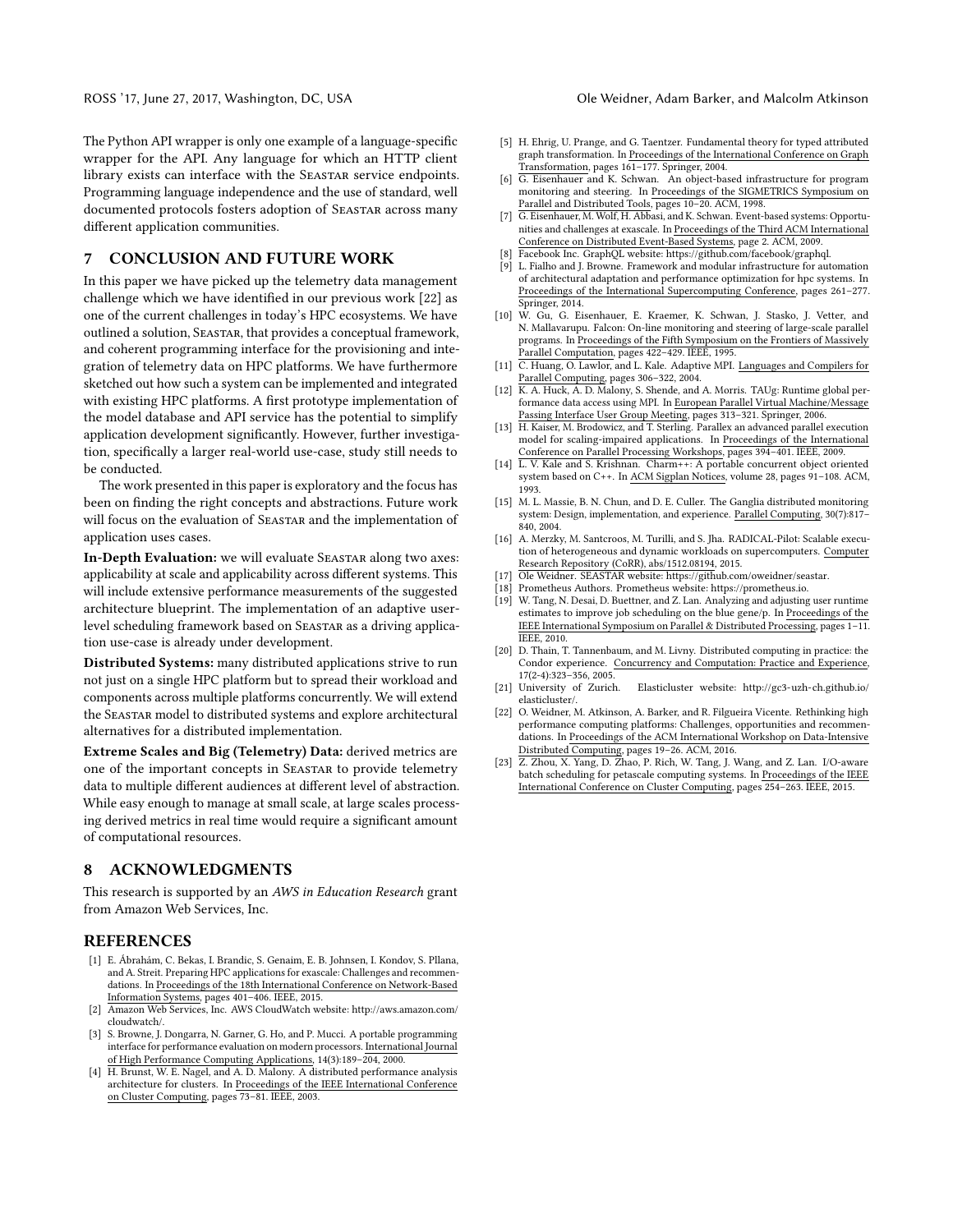The Python API wrapper is only one example of a language-specific wrapper for the API. Any language for which an HTTP client library exists can interface with the SEASTAR service endpoints. Programming language independence and the use of standard, well documented protocols fosters adoption of SEASTAR across many different application communities.

## 7 CONCLUSION AND FUTURE WORK

In this paper we have picked up the telemetry data management challenge which we have identified in our previous work [22] as one of the current challenges in today's HPC ecosystems. We have outlined a solution, SEASTAR, that provides a conceptual framework, and coherent programming interface for the provisioning and integration of telemetry data on HPC platforms. We have furthermore sketched out how such a system can be implemented and integrated with existing HPC platforms. A first prototype implementation of the model database and API service has the potential to simplify application development significantly. However, further investigation, specifically a larger real-world use-case, study still needs to be conducted.

The work presented in this paper is exploratory and the focus has been on finding the right concepts and abstractions. Future work will focus on the evaluation of SEASTAR and the implementation of application uses cases.

**In-Depth Evaluation:** we will evaluate SEASTAR along two axes: applicability at scale and applicability across different systems. This will include extensive performance measurements of the suggested architecture blueprint. The implementation of an adaptive user-level scheduling framework based on SEASTAR as a driving application use-case is already under development.

**Distributed Systems:** many distributed applications strive to run not just on a single HPC platform but to spread their workload and components across multiple platforms concurrently. We will extend the SEASTAR model to distributed systems and explore architectural alternatives for a distributed implementation.

**Extreme Scales and Big (Telemetry) Data:** derived metrics are one of the important concepts in SEASTAR to provide telemetry data to multiple different audiences at different level of abstraction. While easy enough to manage at small scale, at large scales processing derived metrics in real time would require a significant amount of computational resources.

## 8 ACKNOWLEDGMENTS

This research is supported by an *AWS in Education Research* grant from Amazon Web Services, Inc.

## REFERENCES

[1] E. Ábrahám, C. Bekas, I. Brandic, S. Genaim, E. B. Johnsen, I. Kondov, S. Pllana, and A. Streit. Preparing HPC applications for exascale: Challenges and recommendations. In Proceedings of the 18th International Conference on Network-Based Information Systems, pages 401–406. IEEE, 2015.

[2] Amazon Web Services, Inc. AWS CloudWatch website: http://aws.amazon.com/cloudwatch/.

[3] S. Browne, J. Dongarra, N. Garner, G. Ho, and P. Mucci. A portable programming interface for performance evaluation on modern processors. International Journal of High Performance Computing Applications, 14(3):189–204, 2000.

[4] H. Brunst, W. E. Nagel, and A. D. Malony. A distributed performance analysis architecture for clusters. In Proceedings of the IEEE International Conference on Cluster Computing, pages 73–81. IEEE, 2003.

[5] H. Ehrig, U. Prange, and G. Taentzer. Fundamental theory for typed attributed graph transformation. In Proceedings of the International Conference on Graph Transformation, pages 161–177. Springer, 2004.

[6] G. Eisenhauer and K. Schwan. An object-based infrastructure for program monitoring and steering. In Proceedings of the SIGMETRICS Symposium on Parallel and Distributed Tools, pages 10–20. ACM, 1998.

[7] G. Eisenhauer, M. Wolf, H. Abbasi, and K. Schwan. Event-based systems: Opportunities and challenges at exascale. In Proceedings of the Third ACM International Conference on Distributed Event-Based Systems, page 2. ACM, 2009.

[8] Facebook Inc. GraphQL website: https://github.com/facebook/graphql.

[9] L. Fialho and J. Browne. Framework and modular infrastructure for automation of architectural adaptation and performance optimization for hpc systems. In Proceedings of the International Supercomputing Conference, pages 261–277. Springer, 2014.

[10] W. Gu, G. Eisenhauer, E. Kraemer, K. Schwan, J. Stasko, J. Vetter, and N. Mallavarupu. Falcon: On-line monitoring and steering of large-scale parallel programs. In Proceedings of the Fifth Symposium on the Frontiers of Massively Parallel Computation, pages 422–429. IEEE, 1995.

[11] C. Huang, O. Lawlor, and L. Kale. Adaptive MPI. Languages and Compilers for Parallel Computing, pages 306–322, 2004.

[12] K. A. Huck, A. D. Malony, S. Shende, and A. Morris. TAUg: Runtime global performance data access using MPI. In European Parallel Virtual Machine/Message Passing Interface User Group Meeting, pages 313–321. Springer, 2006.

[13] H. Kaiser, M. Brodowicz, and T. Sterling. Parallex an advanced parallel execution model for scaling-impaired applications. In Proceedings of the International Conference on Parallel Processing Workshops, pages 394–401. IEEE, 2009.

[14] L. V. Kale and S. Krishnan. Charm++: A portable concurrent object oriented system based on C++. In ACM Sigplan Notices, volume 28, pages 91–108. ACM, 1993.

[15] M. L. Massie, B. N. Chun, and D. E. Culler. The Ganglia distributed monitoring system: Design, implementation, and experience. Parallel Computing, 30(7):817–840, 2004.

[16] A. Merzky, M. Santcroos, M. Turilli, and S. Jha. RADICAL-Pilot: Scalable execution of heterogeneous and dynamic workloads on supercomputers. Computer Research Repository (CoRR), abs/1512.08194, 2015.

[17] Ole Weidner. SEASTAR website: https://github.com/oweidner/seastar.

[18] Prometheus Authors. Prometheus website: https://prometheus.io.

[19] W. Tang, N. Desai, D. Buettner, and Z. Lan. Analyzing and adjusting user runtime estimates to improve job scheduling on the blue gene/p. In Proceedings of the IEEE International Symposium on Parallel & Distributed Processing, pages 1–11. IEEE, 2010.

[20] D. Thain, T. Tannenbaum, and M. Livny. Distributed computing in practice: the Condor experience. Concurrency and Computation: Practice and Experience, 17(2-4):323–356, 2005.

[21] University of Zurich. Elasticluster website: http://gc3-uzh-ch.github.io/elasticluster/.

[22] O. Weidner, M. Atkinson, A. Barker, and R. Filgueira Vicente. Rethinking high performance computing platforms: Challenges, opportunities and recommendations. In Proceedings of the ACM International Workshop on Data-Intensive Distributed Computing, pages 19–26. ACM, 2016.

[23] Z. Zhou, X. Yang, D. Zhao, P. Rich, W. Tang, J. Wang, and Z. Lan. I/O-aware batch scheduling for petascale computing systems. In Proceedings of the IEEE International Conference on Cluster Computing, pages 254–263. IEEE, 2015.